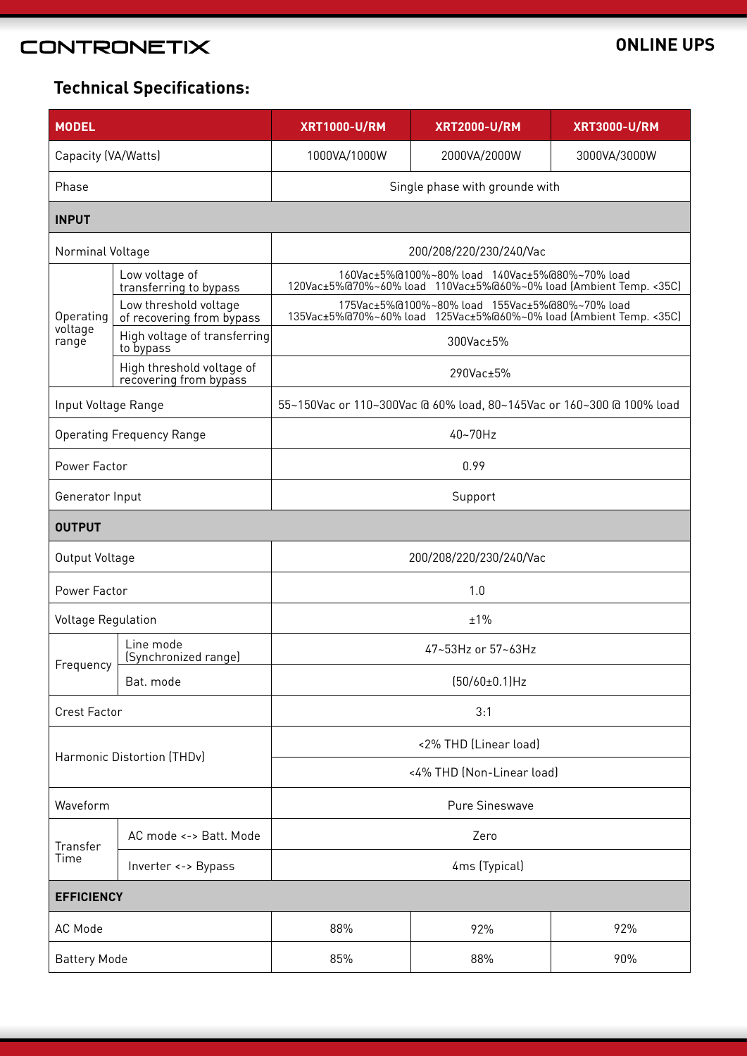# CONTRONETIX

**ONLINE UPS**

## Technical Specifications:

| MODEL | | XRT1000-U/RM | XRT2000-U/RM | XRT3000-U/RM |
|---|---|---|---|---|
| Capacity (VA/Watts) | | 1000VA/1000W | 2000VA/2000W | 3000VA/3000W |
| Phase | | Single phase with grounde with | | |
| **INPUT** | | | | |
| Norminal Voltage | | 200/208/220/230/240/Vac | | |
| Operating voltage range | Low voltage of transferring to bypass | 160Vac±5%@100%~80% load 140Vac±5%@80%~70% load 120Vac±5%@70%~60% load 110Vac±5%@60%~0% load (Ambient Temp. <35C) | | |
| | Low threshold voltage of recovering from bypass | 175Vac±5%@100%~80% load 155Vac±5%@80%~70% load 135Vac±5%@70%~60% load 125Vac±5%@60%~0% load (Ambient Temp. <35C) | | |
| | High voltage of transferring to bypass | 300Vac±5% | | |
| | High threshold voltage of recovering from bypass | 290Vac±5% | | |
| Input Voltage Range | | 55~150Vac or 110~300Vac @ 60% load, 80~145Vac or 160~300 @ 100% load | | |
| Operating Frequency Range | | 40~70Hz | | |
| Power Factor | | 0.99 | | |
| Generator Input | | Support | | |
| **OUTPUT** | | | | |
| Output Voltage | | 200/208/220/230/240/Vac | | |
| Power Factor | | 1.0 | | |
| Voltage Regulation | | ±1% | | |
| Frequency | Line mode (Synchronized range) | 47~53Hz or 57~63Hz | | |
| | Bat. mode | (50/60±0.1)Hz | | |
| Crest Factor | | 3:1 | | |
| Harmonic Distortion (THDv) | | <2% THD (Linear load) | | |
| | | <4% THD (Non-Linear load) | | |
| Waveform | | Pure Sineswave | | |
| Transfer Time | AC mode <-> Batt. Mode | Zero | | |
| | Inverter <-> Bypass | 4ms (Typical) | | |
| **EFFICIENCY** | | | | |
| AC Mode | | 88% | 92% | 92% |
| Battery Mode | | 85% | 88% | 90% |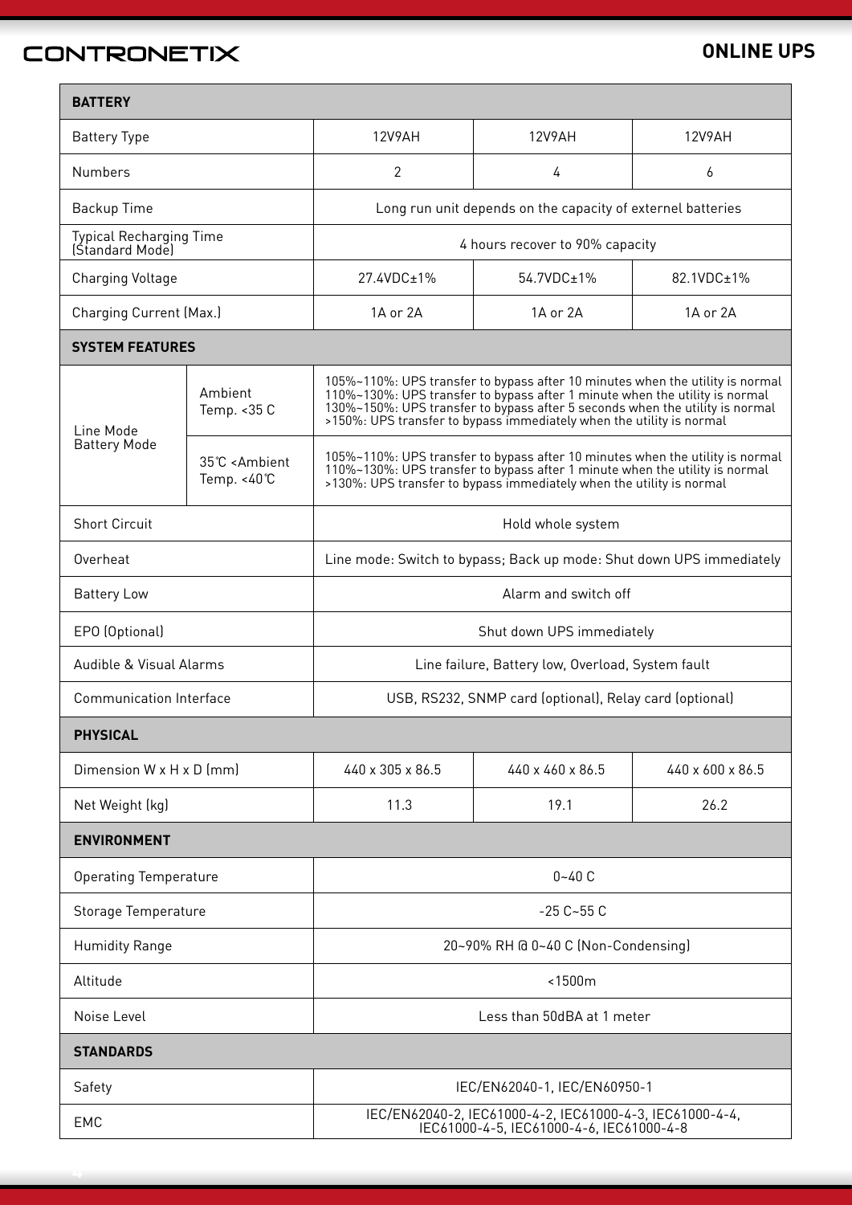| BATTERY | | | | |
|---|---|---|---|---|
| Battery Type | | 12V9AH | 12V9AH | 12V9AH |
| Numbers | | 2 | 4 | 6 |
| Backup Time | | Long run unit depends on the capacity of externel batteries | | |
| Typical Recharging Time (Standard Mode) | | 4 hours recover to 90% capacity | | |
| Charging Voltage | | 27.4VDC±1% | 54.7VDC±1% | 82.1VDC±1% |
| Charging Current (Max.) | | 1A or 2A | 1A or 2A | 1A or 2A |
| **SYSTEM FEATURES** | | | | |
| Line Mode Battery Mode | Ambient Temp. <35 C | 105%~110%: UPS transfer to bypass after 10 minutes when the utility is normal<br>110%~130%: UPS transfer to bypass after 1 minute when the utility is normal<br>130%~150%: UPS transfer to bypass after 5 seconds when the utility is normal<br>>150%: UPS transfer to bypass immediately when the utility is normal | | |
| | 35℃ <Ambient Temp. <40℃ | 105%~110%: UPS transfer to bypass after 10 minutes when the utility is normal<br>110%~130%: UPS transfer to bypass after 1 minute when the utility is normal<br>>130%: UPS transfer to bypass immediately when the utility is normal | | |
| Short Circuit | | Hold whole system | | |
| Overheat | | Line mode: Switch to bypass; Back up mode: Shut down UPS immediately | | |
| Battery Low | | Alarm and switch off | | |
| EPO (Optional) | | Shut down UPS immediately | | |
| Audible & Visual Alarms | | Line failure, Battery low, Overload, System fault | | |
| Communication Interface | | USB, RS232, SNMP card (optional), Relay card (optional) | | |
| **PHYSICAL** | | | | |
| Dimension W x H x D (mm) | | 440 x 305 x 86.5 | 440 x 460 x 86.5 | 440 x 600 x 86.5 |
| Net Weight (kg) | | 11.3 | 19.1 | 26.2 |
| **ENVIRONMENT** | | | | |
| Operating Temperature | | 0~40 C | | |
| Storage Temperature | | -25 C~55 C | | |
| Humidity Range | | 20~90% RH @ 0~40 C (Non-Condensing) | | |
| Altitude | | <1500m | | |
| Noise Level | | Less than 50dBA at 1 meter | | |
| **STANDARDS** | | | | |
| Safety | | IEC/EN62040-1, IEC/EN60950-1 | | |
| EMC | | IEC/EN62040-2, IEC61000-4-2, IEC61000-4-3, IEC61000-4-4, IEC61000-4-5, IEC61000-4-6, IEC61000-4-8 | | |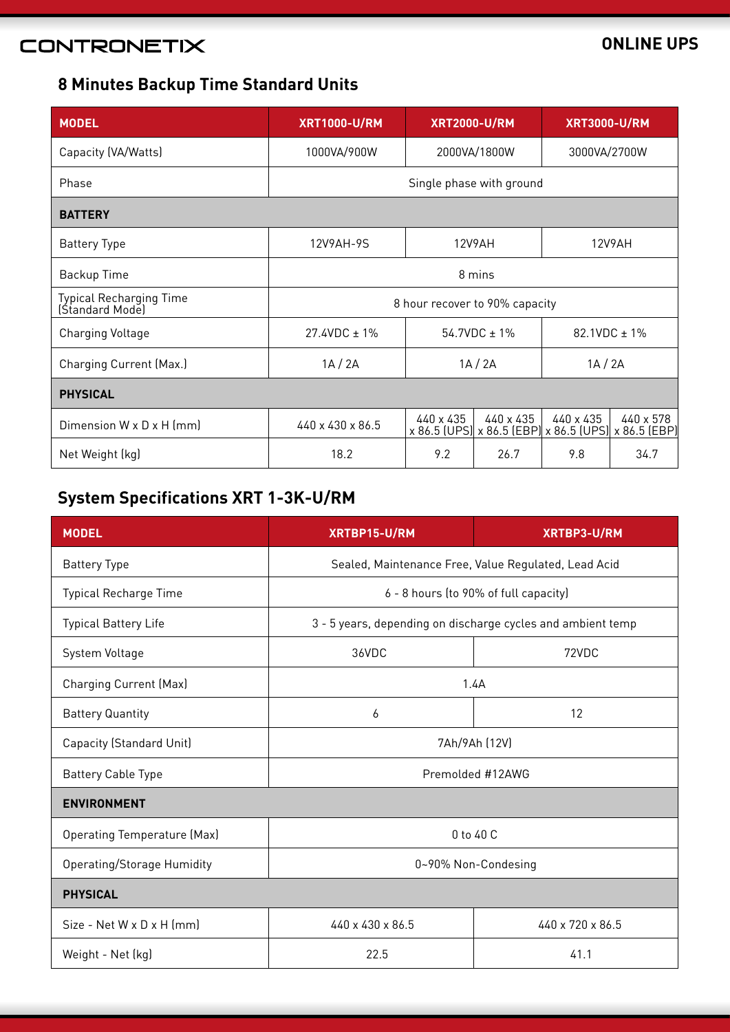CONTRONETIX

ONLINE UPS

## 8 Minutes Backup Time Standard Units

| MODEL | XRT1000-U/RM | XRT2000-U/RM | | XRT3000-U/RM | |
|---|---|---|---|---|---|
| Capacity (VA/Watts) | 1000VA/900W | 2000VA/1800W | | 3000VA/2700W | |
| Phase | Single phase with ground | | | | |
| **BATTERY** | | | | | |
| Battery Type | 12V9AH-9S | 12V9AH | | 12V9AH | |
| Backup Time | 8 mins | | | | |
| Typical Recharging Time (Standard Mode) | 8 hour recover to 90% capacity | | | | |
| Charging Voltage | 27.4VDC ± 1% | 54.7VDC ± 1% | | 82.1VDC ± 1% | |
| Charging Current (Max.) | 1A / 2A | 1A / 2A | | 1A / 2A | |
| **PHYSICAL** | | | | | |
| Dimension W x D x H (mm) | 440 x 430 x 86.5 | 440 x 435 x 86.5 (UPS) | 440 x 435 x 86.5 (EBP) | 440 x 435 x 86.5 (UPS) | 440 x 578 x 86.5 (EBP) |
| Net Weight (kg) | 18.2 | 9.2 | 26.7 | 9.8 | 34.7 |

## System Specifications XRT 1-3K-U/RM

| MODEL | XRTBP15-U/RM | XRTBP3-U/RM |
|---|---|---|
| Battery Type | Sealed, Maintenance Free, Value Regulated, Lead Acid | |
| Typical Recharge Time | 6 - 8 hours (to 90% of full capacity) | |
| Typical Battery Life | 3 - 5 years, depending on discharge cycles and ambient temp | |
| System Voltage | 36VDC | 72VDC |
| Charging Current (Max) | 1.4A | |
| Battery Quantity | 6 | 12 |
| Capacity (Standard Unit) | 7Ah/9Ah (12V) | |
| Battery Cable Type | Premolded #12AWG | |
| **ENVIRONMENT** | | |
| Operating Temperature (Max) | 0 to 40 C | |
| Operating/Storage Humidity | 0~90% Non-Condesing | |
| **PHYSICAL** | | |
| Size - Net W x D x H (mm) | 440 x 430 x 86.5 | 440 x 720 x 86.5 |
| Weight - Net (kg) | 22.5 | 41.1 |